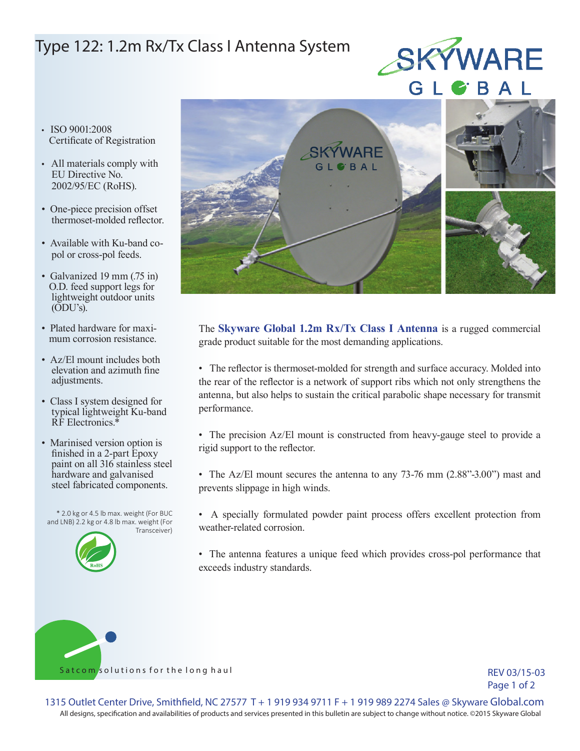# Type 122: 1.2m Rx/Tx Class I Antenna System

- ISO 9001:2008 Certificate of Registration
- All materials comply with EU Directive No. 2002/95/EC (RoHS).
- One-piece precision offset thermoset-molded reflector.
- Available with Ku-band co-pol or cross-pol feeds.
- Galvanized 19 mm (.75 in) O.D. feed support legs for lightweight outdoor units (ODU's).
- Plated hardware for maximum corrosion resistance.
- Az/El mount includes both elevation and azimuth fine adjustments.
- Class I system designed for typical lightweight Ku-band RF Electronics.*
- Marinised version option is finished in a 2-part Epoxy paint on all 316 stainless steel hardware and galvanised steel fabricated components.

\* 2.0 kg or 4.5 lb max. weight (For BUC and LNB) 2.2 kg or 4.8 lb max. weight (For Transceiver)

The **Skyware Global 1.2m Rx/Tx Class I Antenna** is a rugged commercial grade product suitable for the most demanding applications.

- The reflector is thermoset-molded for strength and surface accuracy. Molded into the rear of the reflector is a network of support ribs which not only strengthens the antenna, but also helps to sustain the critical parabolic shape necessary for transmit performance.
- The precision Az/El mount is constructed from heavy-gauge steel to provide a rigid support to the reflector.
- The Az/El mount secures the antenna to any 73-76 mm (2.88"-3.00") mast and prevents slippage in high winds.
- A specially formulated powder paint process offers excellent protection from weather-related corrosion.
- The antenna features a unique feed which provides cross-pol performance that exceeds industry standards.

Satcom solutions for the long haul

REV 03/15-03

1315 Outlet Center Drive, Smithfield, NC 27577 T + 1 919 934 9711 F + 1 919 989 2274 Sales @ Skyware Global.com

All designs, specification and availabilities of products and services presented in this bulletin are subject to change without notice. ©2015 Skyware Global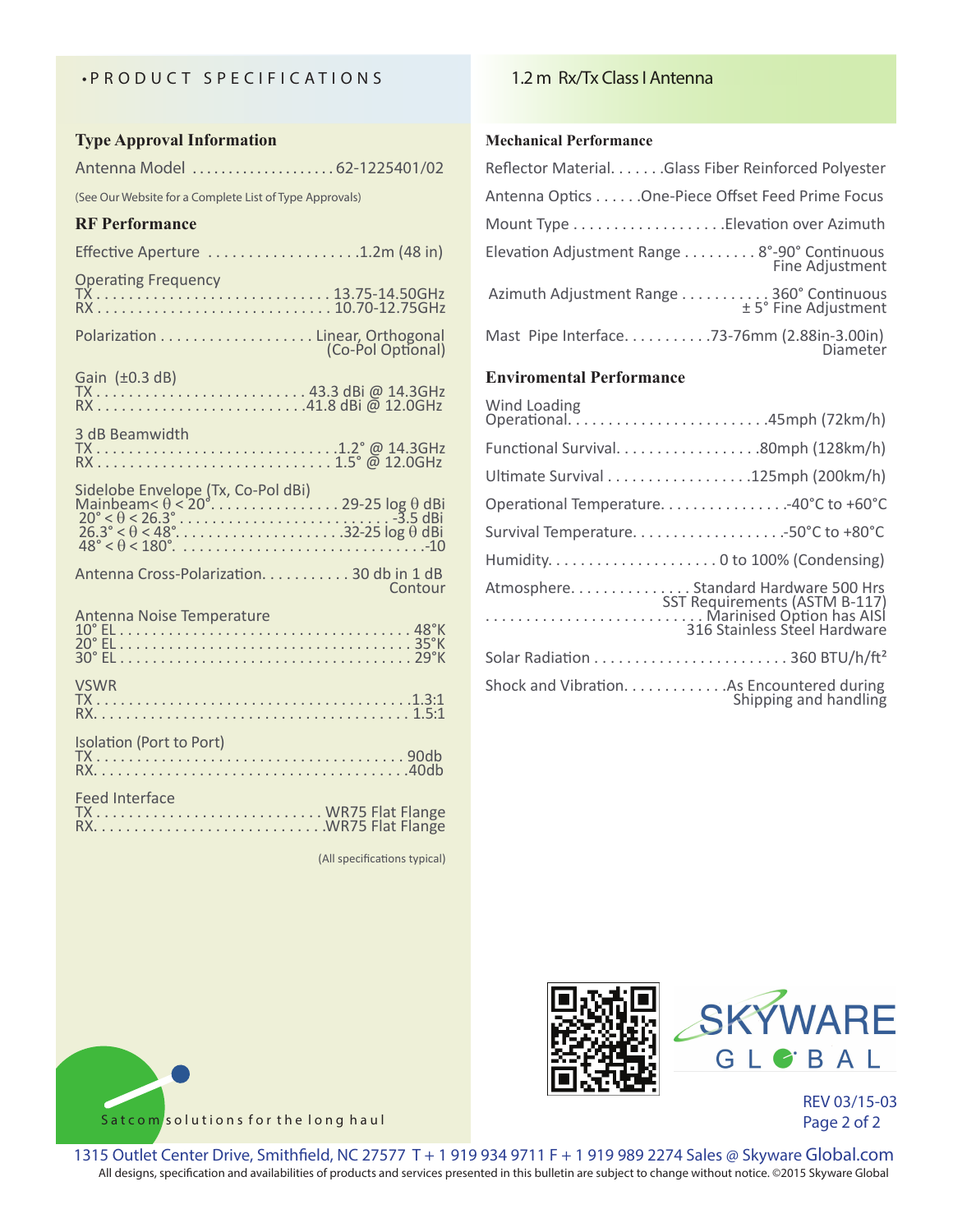• PRODUCT SPECIFICATIONS

# 1.2 m Rx/Tx Class I Antenna

## Type Approval Information

Antenna Model .................... 62-1225401/02

(See Our Website for a Complete List of Type Approvals)

## RF Performance

Effective Aperture .................... 1.2m (48 in)

Operating Frequency
- TX ............................... 13.75-14.50GHz
- RX ............................... 10.70-12.75GHz

Polarization .................... Linear, Orthogonal (Co-Pol Optional)

Gain (±0.3 dB)
- TX ........................... 43.3 dBi @ 14.3GHz
- RX ........................... 41.8 dBi @ 12.0GHz

3 dB Beamwidth
- TX ............................... 1.2° @ 14.3GHz
- RX ............................... 1.5° @ 12.0GHz

Sidelobe Envelope (Tx, Co-Pol dBi)
- Mainbeam< $\theta$ < 20° ................. 29-25 log $\theta$ dBi
- 20° < $\theta$ < 26.3° ........................... -3.5 dBi
- 26.3° < $\theta$ < 48° ..................... 32-25 log $\theta$ dBi
- 48° < $\theta$ < 180° ............................... -10

Antenna Cross-Polarization ........... 30 db in 1 dB Contour

Antenna Noise Temperature
- 10° EL ....................................... 48°K
- 20° EL ....................................... 35°K
- 30° EL ....................................... 29°K

VSWR
- TX ........................................... 1.3:1
- RX ........................................... 1.5:1

Isolation (Port to Port)
- TX ........................................... 90db
- RX ........................................... 40db

Feed Interface
- TX ............................. WR75 Flat Flange
- RX ............................. WR75 Flat Flange

(All specifications typical)

## Mechanical Performance

Reflector Material ....... Glass Fiber Reinforced Polyester

Antenna Optics ...... One-Piece Offset Feed Prime Focus

Mount Type ................... Elevation over Azimuth

Elevation Adjustment Range .......... 8°-90° Continuous Fine Adjustment

Azimuth Adjustment Range ........... 360° Continuous ± 5° Fine Adjustment

Mast Pipe Interface ........... 73-76mm (2.88in-3.00in) Diameter

## Enviromental Performance

Wind Loading
- Operational ......................... 45mph (72km/h)

Functional Survival .................. 80mph (128km/h)

Ultimate Survival .................. 125mph (200km/h)

Operational Temperature ................ -40°C to +60°C

Survival Temperature ................... -50°C to +80°C

Humidity ..................... 0 to 100% (Condensing)

Atmosphere ............... Standard Hardware 500 Hrs SST Requirements (ASTM B-117) ........................... Marinised Option has AISI 316 Stainless Steel Hardware

Solar Radiation ........................ 360 BTU/h/ft²

Shock and Vibration ............ As Encountered during Shipping and handling

Satcom solutions for the long haul

SKYWARE GLOBAL

REV 03/15-03

1315 Outlet Center Drive, Smithfield, NC 27577 T + 1 919 934 9711 F + 1 919 989 2274 Sales @ Skyware Global.com

All designs, specification and availabilities of products and services presented in this bulletin are subject to change without notice. ©2015 Skyware Global